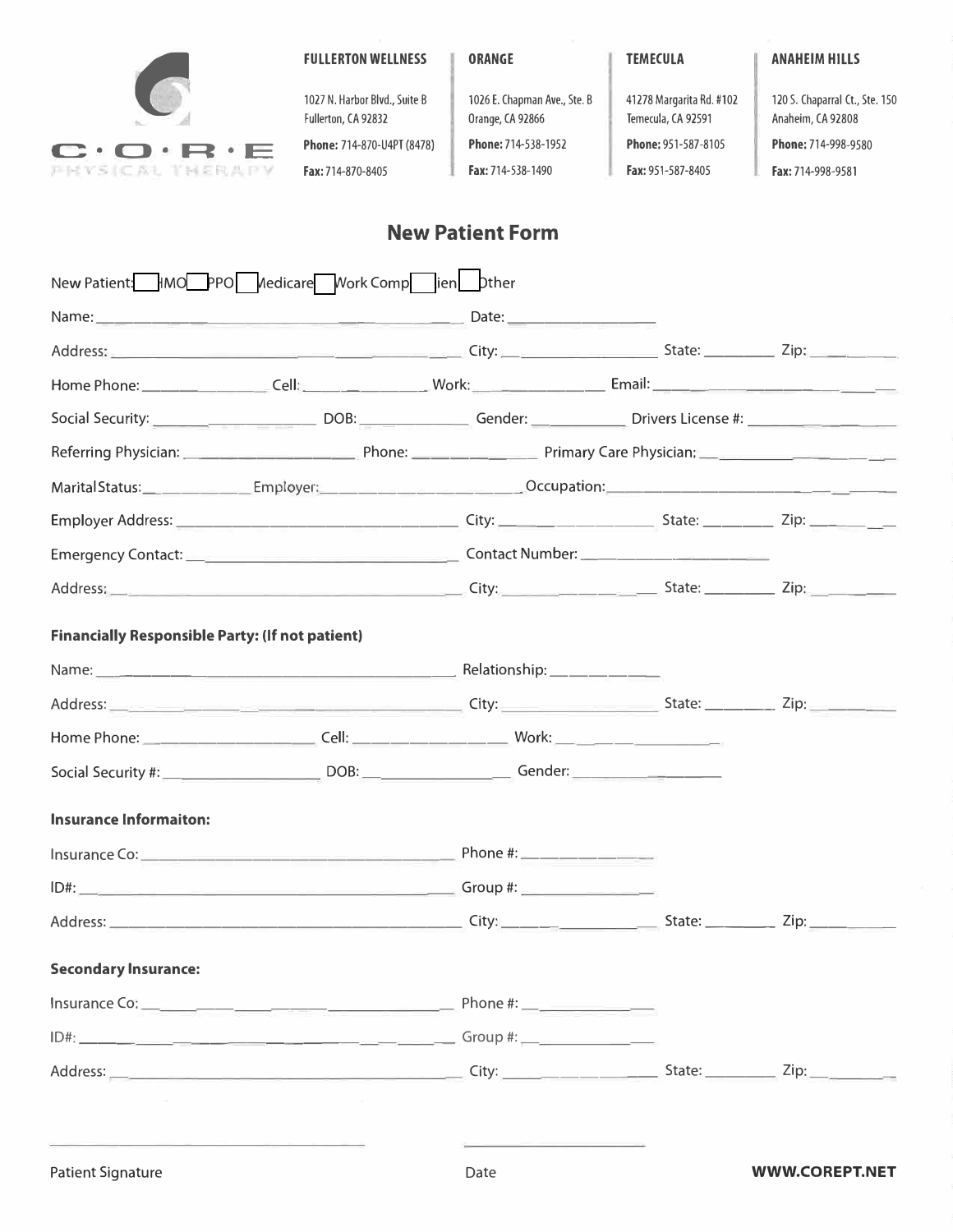C·O·R·E PHYSICAL THERAPY

**FULLERTON WELLNESS**
1027 N. Harbor Blvd., Suite B
Fullerton, CA 92832
**Phone:** 714-870-U4PT (8478)
**Fax:** 714-870-8405

**ORANGE**
1026 E. Chapman Ave., Ste. B
Orange, CA 92866
**Phone:** 714-538-1952
**Fax:** 714-538-1490

**TEMECULA**
41278 Margarita Rd. #102
Temecula, CA 92591
**Phone:** 951-587-8105
**Fax:** 951-587-8405

**ANAHEIM HILLS**
120 S. Chaparral Ct., Ste. 150
Anaheim, CA 92808
**Phone:** 714-998-9580
**Fax:** 714-998-9581

# New Patient Form

New Patient: ☐ HMO ☐ PPO ☐ Medicare ☐ Work Comp ☐ Lien ☐ Other

Name: ____________________ Date: ____________

Address: ____________________ City: ____________ State: ________ Zip: ________

Home Phone: ____________ Cell: ____________ Work: ____________ Email: ____________

Social Security: ____________ DOB: ____________ Gender: ________ Drivers License #: ____________

Referring Physician: ____________ Phone: ____________ Primary Care Physician: ____________

Marital Status: ________ Employer: ____________ Occupation: ____________

Employer Address: ____________________ City: ____________ State: ________ Zip: ________

Emergency Contact: ____________________ Contact Number: ____________

Address: ____________________ City: ____________ State: ________ Zip: ________

**Financially Responsible Party: (If not patient)**

Name: ____________________ Relationship: ____________

Address: ____________________ City: ____________ State: ________ Zip: ________

Home Phone: ____________ Cell: ____________ Work: ____________

Social Security #: ____________ DOB: ____________ Gender: ____________

**Insurance Informaiton:**

Insurance Co: ____________________ Phone #: ____________

ID#: ____________________ Group #: ____________

Address: ____________________ City: ____________ State: ________ Zip: ________

**Secondary Insurance:**

Insurance Co: ____________________ Phone #: ____________

ID#: ____________________ Group #: ____________

Address: ____________________ City: ____________ State: ________ Zip: ________

____________________ ____________
Patient Signature Date

**WWW.COREPT.NET**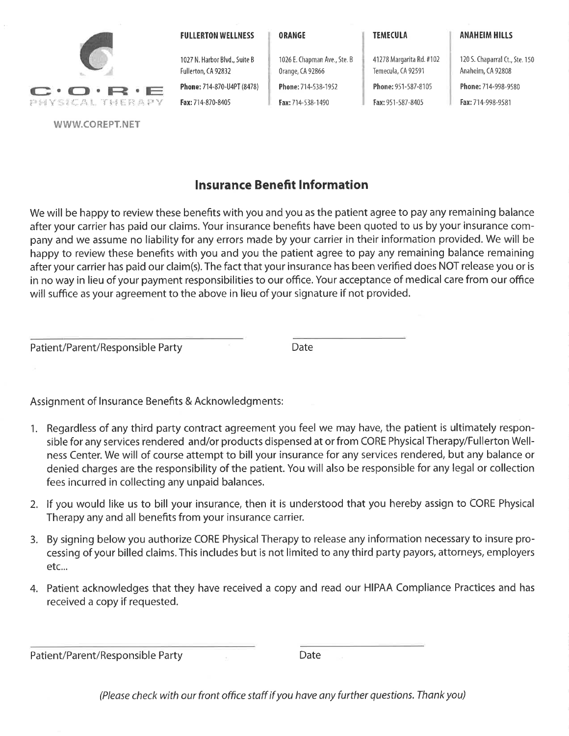C·O·R·E PHYSICAL THERAPY

WWW.COREPT.NET

| FULLERTON WELLNESS | ORANGE | TEMECULA | ANAHEIM HILLS |
|---|---|---|---|
| 1027 N. Harbor Blvd., Suite B<br>Fullerton, CA 92832 | 1026 E. Chapman Ave., Ste. B<br>Orange, CA 92866 | 41278 Margarita Rd. #102<br>Temecula, CA 92591 | 120 S. Chaparral Ct., Ste. 150<br>Anaheim, CA 92808 |
| **Phone:** 714-870-U4PT (8478) | **Phone:** 714-538-1952 | **Phone:** 951-587-8105 | **Phone:** 714-998-9580 |
| **Fax:** 714-870-8405 | **Fax:** 714-538-1490 | **Fax:** 951-587-8405 | **Fax:** 714-998-9581 |

## Insurance Benefit Information

We will be happy to review these benefits with you and you as the patient agree to pay any remaining balance after your carrier has paid our claims. Your insurance benefits have been quoted to us by your insurance company and we assume no liability for any errors made by your carrier in their information provided. We will be happy to review these benefits with you and you the patient agree to pay any remaining balance remaining after your carrier has paid our claim(s). The fact that your insurance has been verified does NOT release you or is in no way in lieu of your payment responsibilities to our office. Your acceptance of medical care from our office will suffice as your agreement to the above in lieu of your signature if not provided.

______________________________ ______________

Patient/Parent/Responsible Party Date

Assignment of Insurance Benefits & Acknowledgments:

1. Regardless of any third party contract agreement you feel we may have, the patient is ultimately responsible for any services rendered and/or products dispensed at or from CORE Physical Therapy/Fullerton Wellness Center. We will of course attempt to bill your insurance for any services rendered, but any balance or denied charges are the responsibility of the patient. You will also be responsible for any legal or collection fees incurred in collecting any unpaid balances.
2. If you would like us to bill your insurance, then it is understood that you hereby assign to CORE Physical Therapy any and all benefits from your insurance carrier.
3. By signing below you authorize CORE Physical Therapy to release any information necessary to insure processing of your billed claims. This includes but is not limited to any third party payors, attorneys, employers etc...
4. Patient acknowledges that they have received a copy and read our HIPAA Compliance Practices and has received a copy if requested.

______________________________ ______________

Patient/Parent/Responsible Party Date

*(Please check with our front office staff if you have any further questions. Thank you)*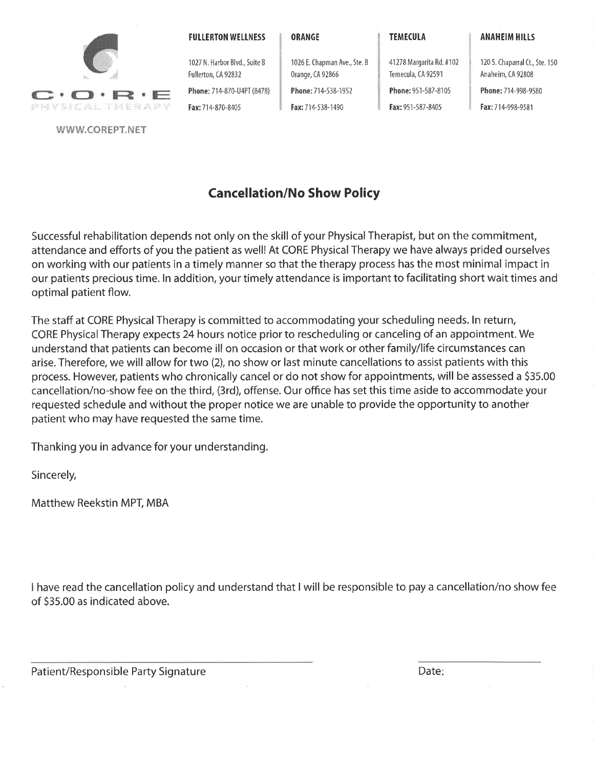C·O·R·E PHYSICAL THERAPY

WWW.COREPT.NET

**FULLERTON WELLNESS**
1027 N. Harbor Blvd., Suite B
Fullerton, CA 92832
**Phone:** 714-870-U4PT (8478)
**Fax:** 714-870-8405

**ORANGE**
1026 E. Chapman Ave., Ste. B
Orange, CA 92866
**Phone:** 714-538-1952
**Fax:** 714-538-1490

**TEMECULA**
41278 Margarita Rd. #102
Temecula, CA 92591
**Phone:** 951-587-8105
**Fax:** 951-587-8405

**ANAHEIM HILLS**
120 S. Chaparral Ct., Ste. 150
Anaheim, CA 92808
**Phone:** 714-998-9580
**Fax:** 714-998-9581

## Cancellation/No Show Policy

Successful rehabilitation depends not only on the skill of your Physical Therapist, but on the commitment, attendance and efforts of you the patient as well! At CORE Physical Therapy we have always prided ourselves on working with our patients in a timely manner so that the therapy process has the most minimal impact in our patients precious time. In addition, your timely attendance is important to facilitating short wait times and optimal patient flow.

The staff at CORE Physical Therapy is committed to accommodating your scheduling needs. In return, CORE Physical Therapy expects 24 hours notice prior to rescheduling or canceling of an appointment. We understand that patients can become ill on occasion or that work or other family/life circumstances can arise. Therefore, we will allow for two (2), no show or last minute cancellations to assist patients with this process. However, patients who chronically cancel or do not show for appointments, will be assessed a $35.00 cancellation/no-show fee on the third, (3rd), offense. Our office has set this time aside to accommodate your requested schedule and without the proper notice we are unable to provide the opportunity to another patient who may have requested the same time.

Thanking you in advance for your understanding.

Sincerely,

Matthew Reekstin MPT, MBA

I have read the cancellation policy and understand that I will be responsible to pay a cancellation/no show fee of $35.00 as indicated above.

\_\_\_\_\_\_\_\_\_\_\_\_\_\_\_\_\_\_\_\_\_\_\_\_\_\_\_\_\_\_\_\_\_\_\_\_\_\_\_\_ \_\_\_\_\_\_\_\_\_\_\_\_\_\_\_\_\_\_

Patient/Responsible Party Signature Date: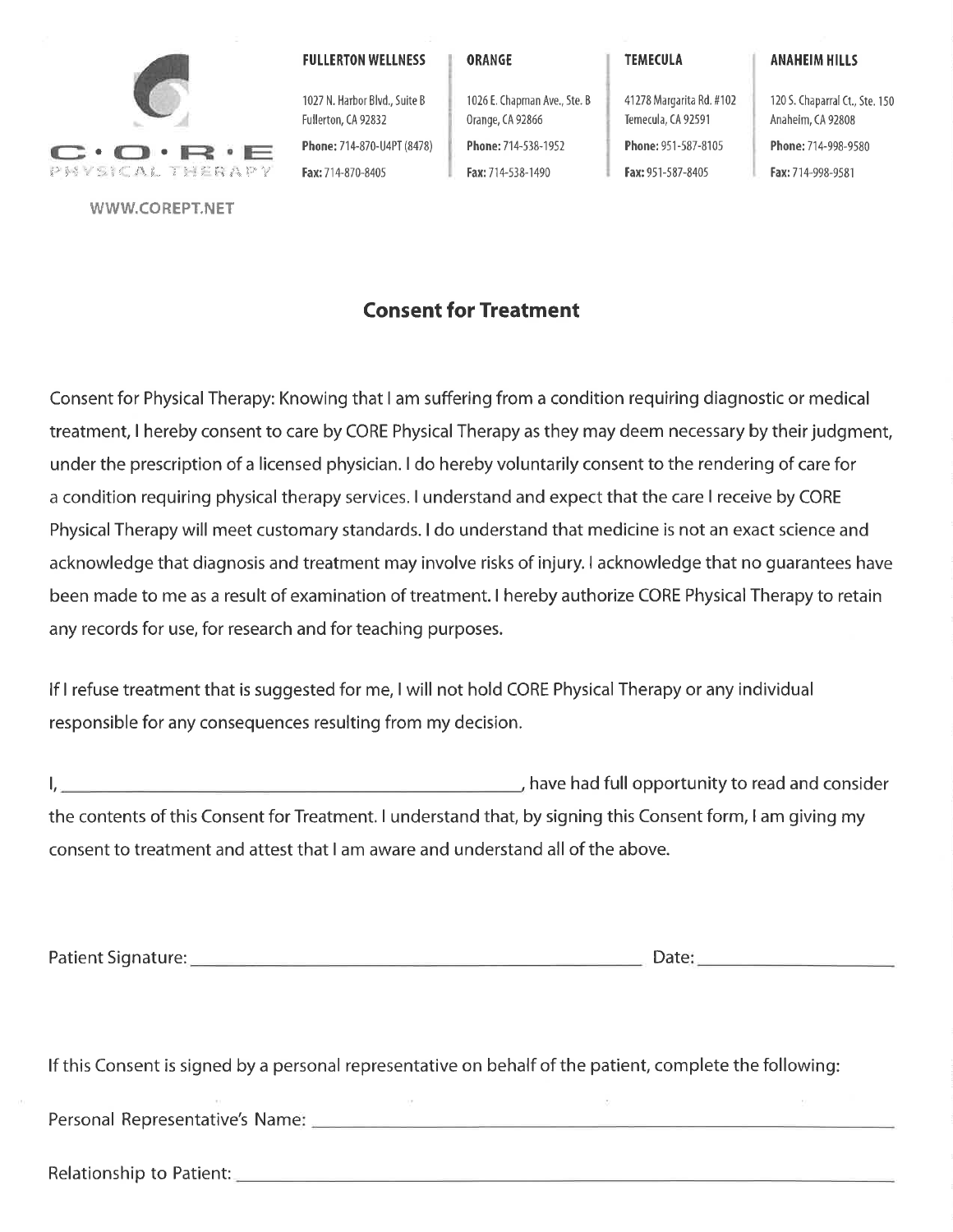C·O·R·E PHYSICAL THERAPY

WWW.COREPT.NET

**FULLERTON WELLNESS**
1027 N. Harbor Blvd., Suite B
Fullerton, CA 92832
**Phone:** 714-870-U4PT (8478)
**Fax:** 714-870-8405

**ORANGE**
1026 E. Chapman Ave., Ste. B
Orange, CA 92866
**Phone:** 714-538-1952
**Fax:** 714-538-1490

**TEMECULA**
41278 Margarita Rd. #102
Temecula, CA 92591
**Phone:** 951-587-8105
**Fax:** 951-587-8405

**ANAHEIM HILLS**
120 S. Chaparral Ct., Ste. 150
Anaheim, CA 92808
**Phone:** 714-998-9580
**Fax:** 714-998-9581

## Consent for Treatment

Consent for Physical Therapy: Knowing that I am suffering from a condition requiring diagnostic or medical treatment, I hereby consent to care by CORE Physical Therapy as they may deem necessary by their judgment, under the prescription of a licensed physician. I do hereby voluntarily consent to the rendering of care for a condition requiring physical therapy services. I understand and expect that the care I receive by CORE Physical Therapy will meet customary standards. I do understand that medicine is not an exact science and acknowledge that diagnosis and treatment may involve risks of injury. I acknowledge that no guarantees have been made to me as a result of examination of treatment. I hereby authorize CORE Physical Therapy to retain any records for use, for research and for teaching purposes.

If I refuse treatment that is suggested for me, I will not hold CORE Physical Therapy or any individual responsible for any consequences resulting from my decision.

I, ______________________________, have had full opportunity to read and consider the contents of this Consent for Treatment. I understand that, by signing this Consent form, I am giving my consent to treatment and attest that I am aware and understand all of the above.

Patient Signature: ______________________________ Date: ____________________

If this Consent is signed by a personal representative on behalf of the patient, complete the following:

Personal Representative's Name: ______________________________

Relationship to Patient: ______________________________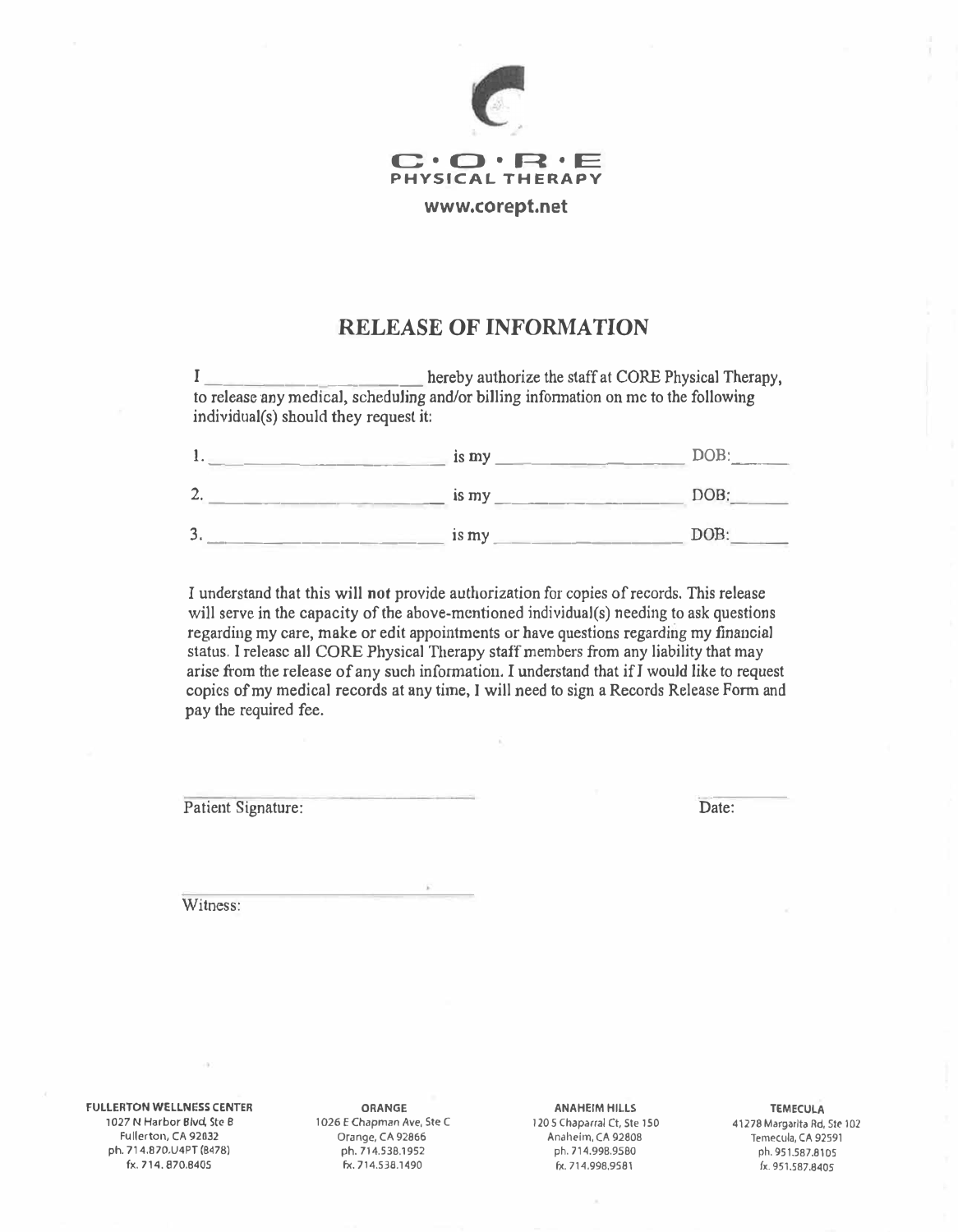C·O·R·E
PHYSICAL THERAPY
www.corept.net

# RELEASE OF INFORMATION

I ______________________ hereby authorize the staff at CORE Physical Therapy, to release any medical, scheduling and/or billing information on me to the following individual(s) should they request it:

1. ______________________ is my ____________________ DOB:______

2. ______________________ is my ____________________ DOB:______

3. ______________________ is my ____________________ DOB:______

I understand that this will **not** provide authorization for copies of records. This release will serve in the capacity of the above-mentioned individual(s) needing to ask questions regarding my care, make or edit appointments or have questions regarding my financial status. I release all CORE Physical Therapy staff members from any liability that may arise from the release of any such information. I understand that if I would like to request copies of my medical records at any time, I will need to sign a Records Release Form and pay the required fee.

______________________ ______
Patient Signature: Date:

______________________
Witness:

**FULLERTON WELLNESS CENTER**
1027 N Harbor Blvd, Ste B
Fullerton, CA 92832
ph. 714.870.U4PT (8478)
fx. 714. 870.8405

**ORANGE**
1026 E Chapman Ave, Ste C
Orange, CA 92866
ph. 714.538.1952
fx. 714.538.1490

**ANAHEIM HILLS**
120 S Chaparral Ct, Ste 150
Anaheim, CA 92808
ph. 714.998.9580
fx. 714.998.9581

**TEMECULA**
41278 Margarita Rd, Ste 102
Temecula, CA 92591
ph. 951.587.8105
fx. 951.587.8405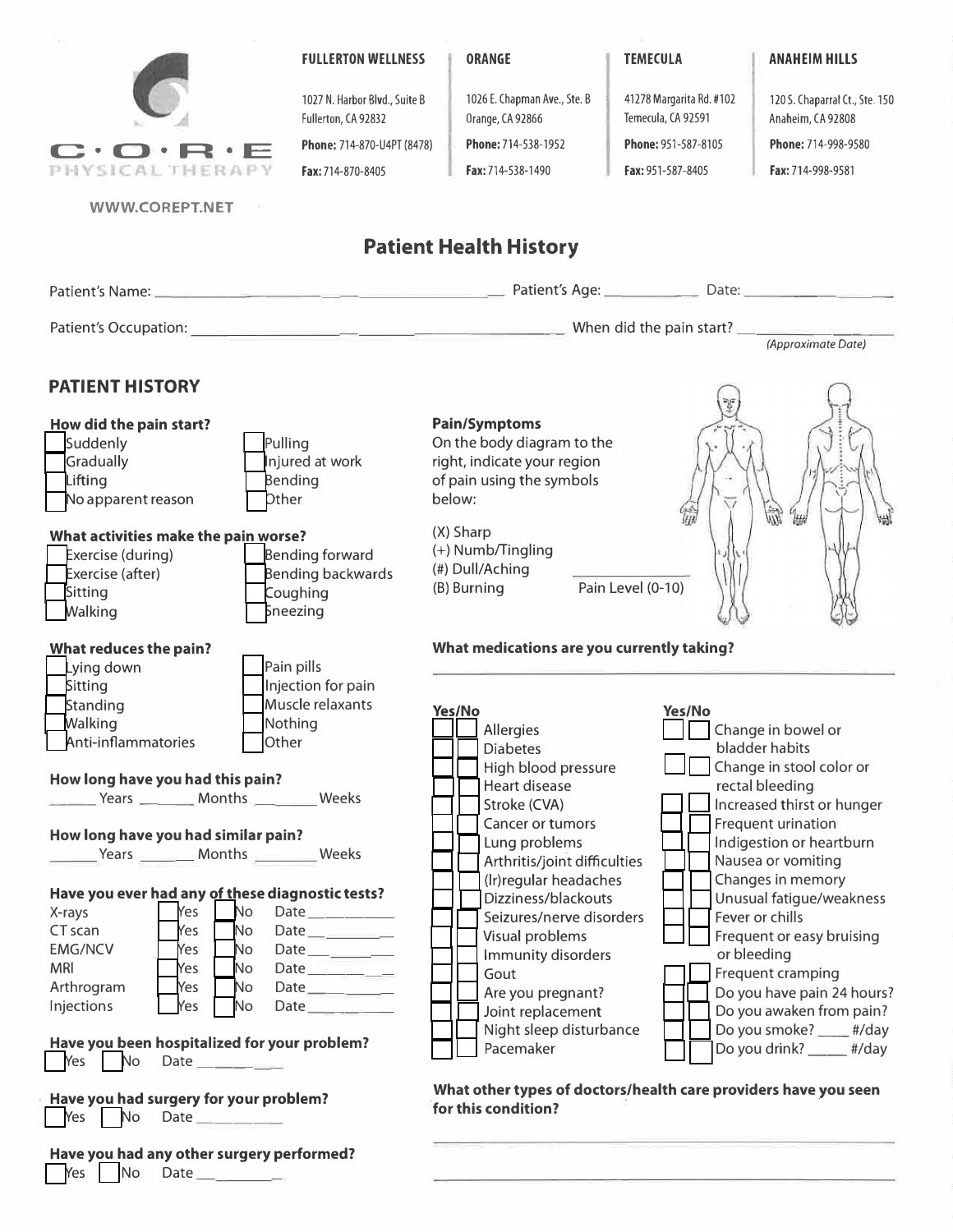**C·O·R·E PHYSICAL THERAPY**

WWW.COREPT.NET

| FULLERTON WELLNESS | ORANGE | TEMECULA | ANAHEIM HILLS |
|---|---|---|---|
| 1027 N. Harbor Blvd., Suite B | 1026 E. Chapman Ave., Ste. B | 41278 Margarita Rd. #102 | 120 S. Chaparral Ct., Ste. 150 |
| Fullerton, CA 92832 | Orange, CA 92866 | Temecula, CA 92591 | Anaheim, CA 92808 |
| **Phone:** 714-870-U4PT (8478) | **Phone:** 714-538-1952 | **Phone:** 951-587-8105 | **Phone:** 714-998-9580 |
| **Fax:** 714-870-8405 | **Fax:** 714-538-1490 | **Fax:** 951-587-8405 | **Fax:** 714-998-9581 |

# Patient Health History

Patient's Name: ______________________________ Patient's Age: __________ Date: ______________

Patient's Occupation: ______________________________ When did the pain start? ______________ *(Approximate Date)*

## PATIENT HISTORY

**How did the pain start?**

- ☐ Suddenly
- ☐ Gradually
- ☐ Lifting
- ☐ No apparent reason
- ☐ Pulling
- ☐ Injured at work
- ☐ Bending
- ☐ Other

**What activities make the pain worse?**

- ☐ Exercise (during)
- ☐ Exercise (after)
- ☐ Sitting
- ☐ Walking
- ☐ Bending forward
- ☐ Bending backwards
- ☐ Coughing
- ☐ Sneezing

**What reduces the pain?**

- ☐ Lying down
- ☐ Sitting
- ☐ Standing
- ☐ Walking
- ☐ Anti-inflammatories
- ☐ Pain pills
- ☐ Injection for pain
- ☐ Muscle relaxants
- ☐ Nothing
- ☐ Other

**How long have you had this pain?**

______ Years ______ Months ______ Weeks

**How long have you had similar pain?**

______ Years ______ Months ______ Weeks

**Have you ever had any of these diagnostic tests?**

| Test | Yes | No | Date |
|---|---|---|---|
| X-rays | ☐ Yes | ☐ No | Date ________ |
| CT scan | ☐ Yes | ☐ No | Date ________ |
| EMG/NCV | ☐ Yes | ☐ No | Date ________ |
| MRI | ☐ Yes | ☐ No | Date ________ |
| Arthrogram | ☐ Yes | ☐ No | Date ________ |
| Injections | ☐ Yes | ☐ No | Date ________ |

**Have you been hospitalized for your problem?**

☐ Yes ☐ No Date ________

**Have you had surgery for your problem?**

☐ Yes ☐ No Date ________

**Have you had any other surgery performed?**

☐ Yes ☐ No Date ________

**Pain/Symptoms**

On the body diagram to the right, indicate your region of pain using the symbols below:

(X) Sharp
(+) Numb/Tingling
(#) Dull/Aching
(B) Burning

________ Pain Level (0-10)

**What medications are you currently taking?**

______________________________________________

| Yes/No | | Yes/No | |
|---|---|---|---|
| ☐ ☐ | Allergies | ☐ ☐ | Change in bowel or bladder habits |
| ☐ ☐ | Diabetes | ☐ ☐ | Change in stool color or rectal bleeding |
| ☐ ☐ | High blood pressure | ☐ ☐ | Increased thirst or hunger |
| ☐ ☐ | Heart disease | ☐ ☐ | Frequent urination |
| ☐ ☐ | Stroke (CVA) | ☐ ☐ | Indigestion or heartburn |
| ☐ ☐ | Cancer or tumors | ☐ ☐ | Nausea or vomiting |
| ☐ ☐ | Lung problems | ☐ ☐ | Changes in memory |
| ☐ ☐ | Arthritis/joint difficulties | ☐ ☐ | Unusual fatigue/weakness |
| ☐ ☐ | (Ir)regular headaches | ☐ ☐ | Fever or chills |
| ☐ ☐ | Dizziness/blackouts | ☐ ☐ | Frequent or easy bruising or bleeding |
| ☐ ☐ | Seizures/nerve disorders | ☐ ☐ | Frequent cramping |
| ☐ ☐ | Visual problems | ☐ ☐ | Do you have pain 24 hours? |
| ☐ ☐ | Immunity disorders | ☐ ☐ | Do you awaken from pain? |
| ☐ ☐ | Gout | ☐ ☐ | Do you smoke? ____ #/day |
| ☐ ☐ | Are you pregnant? | ☐ ☐ | Do you drink? ____ #/day |
| ☐ ☐ | Joint replacement | | |
| ☐ ☐ | Night sleep disturbance | | |
| ☐ ☐ | Pacemaker | | |

**What other types of doctors/health care providers have you seen for this condition?**

______________________________________________

______________________________________________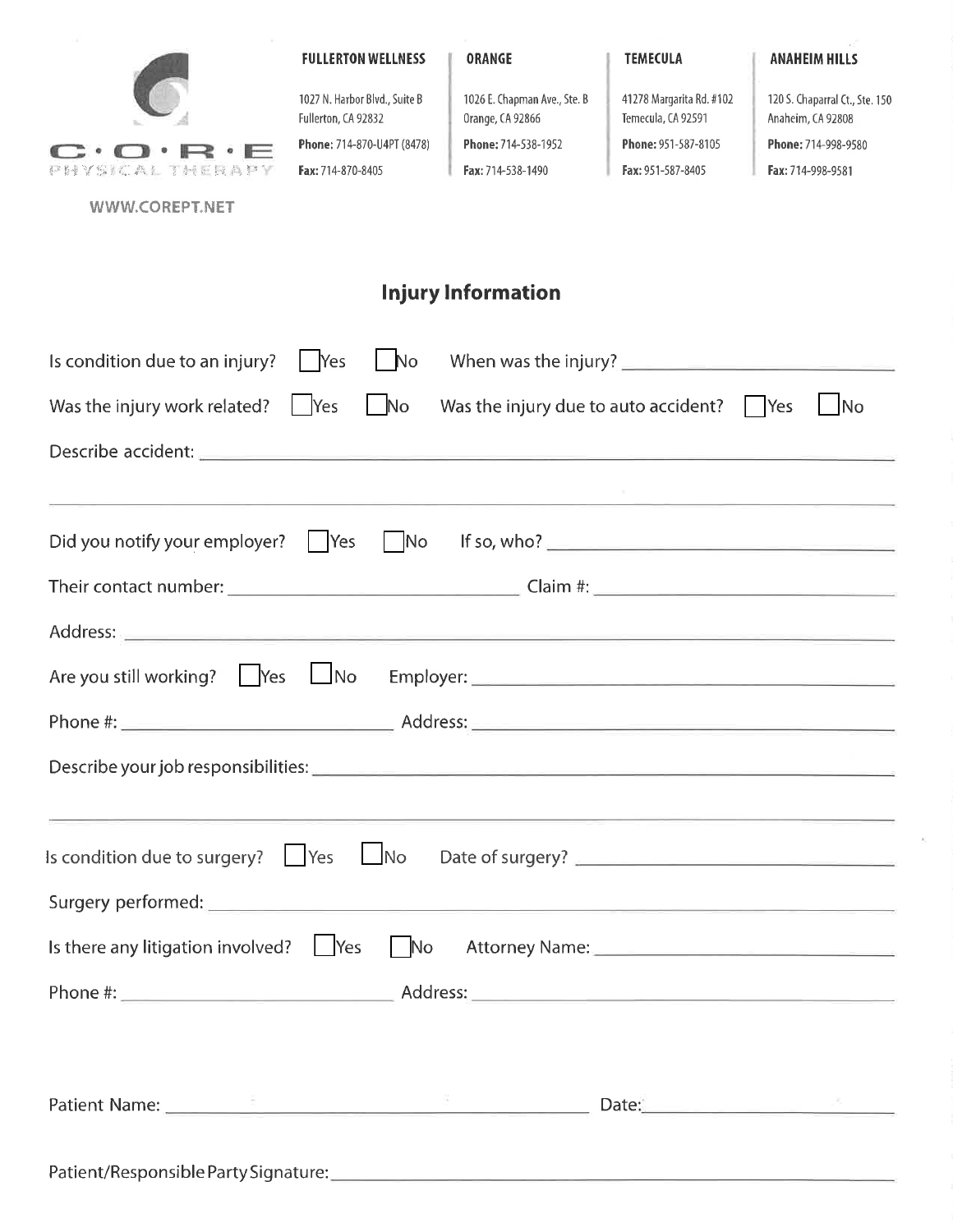C·O·R·E PHYSICAL THERAPY

WWW.COREPT.NET

**FULLERTON WELLNESS**
1027 N. Harbor Blvd., Suite B
Fullerton, CA 92832
**Phone:** 714-870-U4PT (8478)
**Fax:** 714-870-8405

**ORANGE**
1026 E. Chapman Ave., Ste. B
Orange, CA 92866
**Phone:** 714-538-1952
**Fax:** 714-538-1490

**TEMECULA**
41278 Margarita Rd. #102
Temecula, CA 92591
**Phone:** 951-587-8105
**Fax:** 951-587-8405

**ANAHEIM HILLS**
120 S. Chaparral Ct., Ste. 150
Anaheim, CA 92808
**Phone:** 714-998-9580
**Fax:** 714-998-9581

## Injury Information

Is condition due to an injury? ☐ Yes ☐ No  When was the injury? ______________________

Was the injury work related? ☐ Yes ☐ No  Was the injury due to auto accident? ☐ Yes ☐ No

Describe accident: ____________________________________________________________

________________________________________________________________________

Did you notify your employer? ☐ Yes ☐ No  If so, who? ______________________________

Their contact number: ______________________________ Claim #: ______________________

Address: ______________________________________________________________________

Are you still working? ☐ Yes ☐ No  Employer: ___________________________________

Phone #: ______________________________ Address: ________________________________

Describe your job responsibilities: ______________________________________________

________________________________________________________________________

Is condition due to surgery? ☐ Yes ☐ No  Date of surgery? ____________________________

Surgery performed: ____________________________________________________________

Is there any litigation involved? ☐ Yes ☐ No  Attorney Name: ___________________________

Phone #: ______________________________ Address: ________________________________

Patient Name: __________________________________________ Date: ____________________

Patient/Responsible Party Signature: ______________________________________________